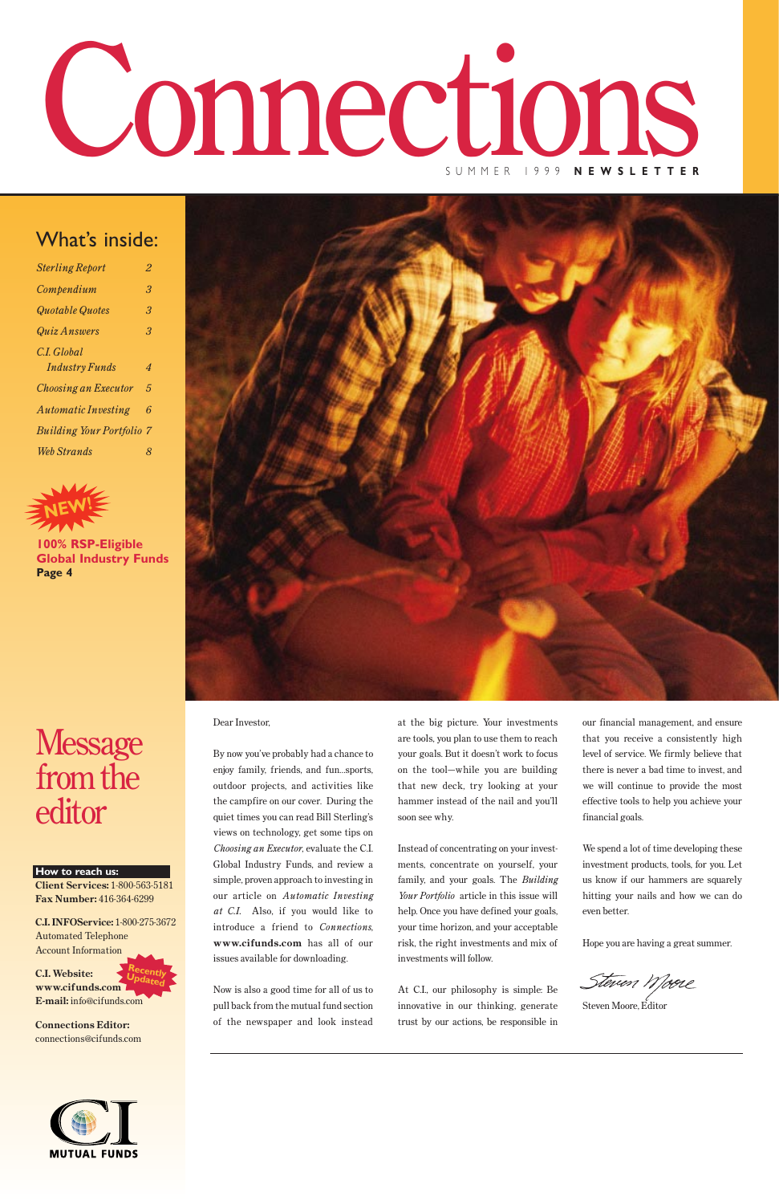# Connections

SUMMER 1999 **NEWSLETTER**

## What's inside:

| | |
|---|---|
| *Sterling Report* | *2* |
| *Compendium* | *3* |
| *Quotable Quotes* | *3* |
| *Quiz Answers* | *3* |
| *C.I. Global Industry Funds* | *4* |
| *Choosing an Executor* | *5* |
| *Automatic Investing* | *6* |
| *Building Your Portfolio* | *7* |
| *Web Strands* | *8* |

NEW!

**100% RSP-Eligible Global Industry Funds**
**Page 4**

## Message from the editor

Dear Investor,

By now you've probably had a chance to enjoy family, friends, and fun...sports, outdoor projects, and activities like the campfire on our cover. During the quiet times you can read Bill Sterling's views on technology, get some tips on *Choosing an Executor*, evaluate the C.I. Global Industry Funds, and review a simple, proven approach to investing in our article on *Automatic Investing at C.I.* Also, if you would like to introduce a friend to *Connections*, **www.cifunds.com** has all of our issues available for downloading.

Now is also a good time for all of us to pull back from the mutual fund section of the newspaper and look instead at the big picture. Your investments are tools, you plan to use them to reach your goals. But it doesn't work to focus on the tool—while you are building that new deck, try looking at your hammer instead of the nail and you'll soon see why.

Instead of concentrating on your investments, concentrate on yourself, your family, and your goals. The *Building Your Portfolio* article in this issue will help. Once you have defined your goals, your time horizon, and your acceptable risk, the right investments and mix of investments will follow.

At C.I., our philosophy is simple: Be innovative in our thinking, generate trust by our actions, be responsible in our financial management, and ensure that you receive a consistently high level of service. We firmly believe that there is never a bad time to invest, and we will continue to provide the most effective tools to help you achieve your financial goals.

We spend a lot of time developing these investment products, tools, for you. Let us know if our hammers are squarely hitting your nails and how we can do even better.

Hope you are having a great summer.

Steven Moore

Steven Moore, Editor

**How to reach us:**

**Client Services:** 1-800-563-5181
**Fax Number:** 416-364-6299

**C.I. INFOService:** 1-800-275-3672
Automated Telephone Account Information

**C.I. Website:** **www.cifunds.com** (Recently Updated)
**E-mail:** info@cifunds.com

**Connections Editor:**
connections@cifunds.com

CI MUTUAL FUNDS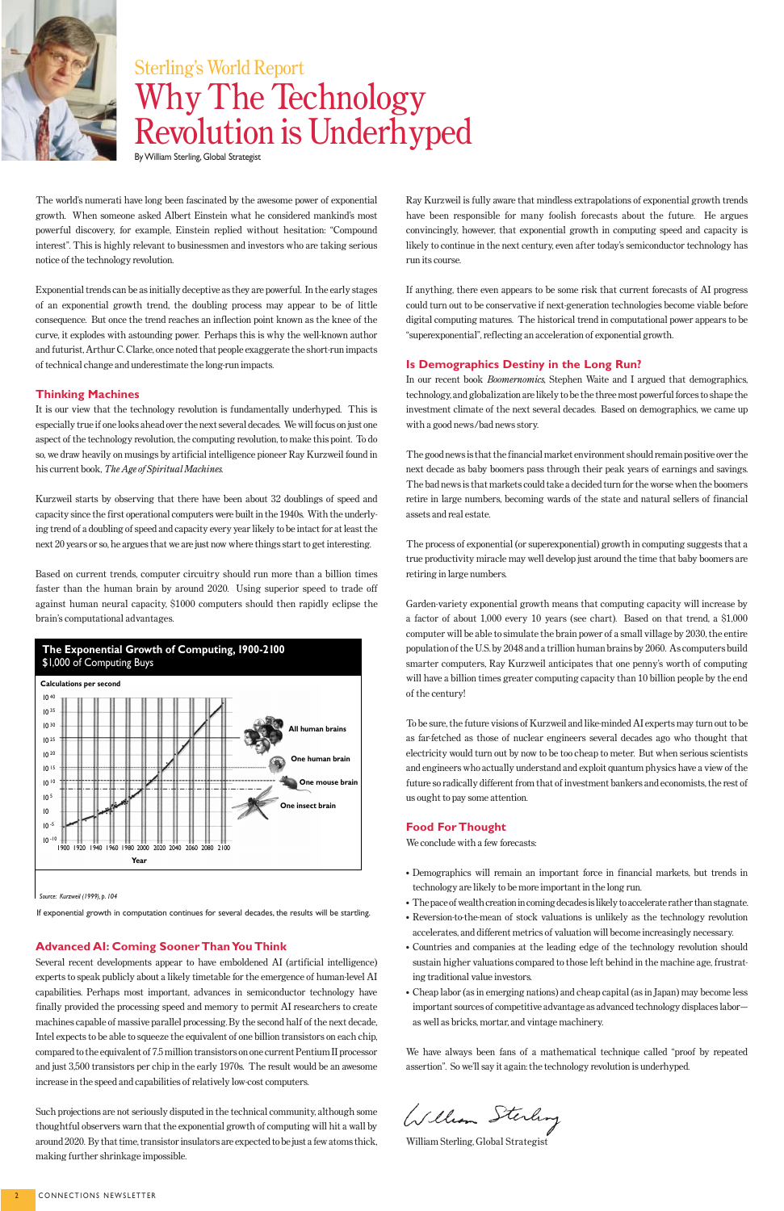Sterling's World Report

# Why The Technology Revolution is Underhyped

By William Sterling, Global Strategist

The world's numerati have long been fascinated by the awesome power of exponential growth. When someone asked Albert Einstein what he considered mankind's most powerful discovery, for example, Einstein replied without hesitation: "Compound interest". This is highly relevant to businessmen and investors who are taking serious notice of the technology revolution.

Exponential trends can be as initially deceptive as they are powerful. In the early stages of an exponential growth trend, the doubling process may appear to be of little consequence. But once the trend reaches an inflection point known as the knee of the curve, it explodes with astounding power. Perhaps this is why the well-known author and futurist, Arthur C. Clarke, once noted that people exaggerate the short-run impacts of technical change and underestimate the long-run impacts.

## Thinking Machines

It is our view that the technology revolution is fundamentally underhyped. This is especially true if one looks ahead over the next several decades. We will focus on just one aspect of the technology revolution, the computing revolution, to make this point. To do so, we draw heavily on musings by artificial intelligence pioneer Ray Kurzweil found in his current book, *The Age of Spiritual Machines.*

Kurzweil starts by observing that there have been about 32 doublings of speed and capacity since the first operational computers were built in the 1940s. With the underlying trend of a doubling of speed and capacity every year likely to be intact for at least the next 20 years or so, he argues that we are just now where things start to get interesting.

Based on current trends, computer circuitry should run more than a billion times faster than the human brain by around 2020. Using superior speed to trade off against human neural capacity, $1000 computers should then rapidly eclipse the brain's computational advantages.

**The Exponential Growth of Computing, 1900-2100**
$1,000 of Computing Buys

Calculations per second: $10^{-10}$ to $10^{40}$; Year: 1900–2100. Labels: All human brains; One human brain; One mouse brain; One insect brain.

Source: Kurzweil (1999), p. 104

If exponential growth in computation continues for several decades, the results will be startling.

## Advanced AI: Coming Sooner Than You Think

Several recent developments appear to have emboldened AI (artificial intelligence) experts to speak publicly about a likely timetable for the emergence of human-level AI capabilities. Perhaps most important, advances in semiconductor technology have finally provided the processing speed and memory to permit AI researchers to create machines capable of massive parallel processing. By the second half of the next decade, Intel expects to be able to squeeze the equivalent of one billion transistors on each chip, compared to the equivalent of 7.5 million transistors on one current Pentium II processor and just 3,500 transistors per chip in the early 1970s. The result would be an awesome increase in the speed and capabilities of relatively low-cost computers.

Such projections are not seriously disputed in the technical community, although some thoughtful observers warn that the exponential growth of computing will hit a wall by around 2020. By that time, transistor insulators are expected to be just a few atoms thick, making further shrinkage impossible.

Ray Kurzweil is fully aware that mindless extrapolations of exponential growth trends have been responsible for many foolish forecasts about the future. He argues convincingly, however, that exponential growth in computing speed and capacity is likely to continue in the next century, even after today's semiconductor technology has run its course.

If anything, there even appears to be some risk that current forecasts of AI progress could turn out to be conservative if next-generation technologies become viable before digital computing matures. The historical trend in computational power appears to be "superexponential", reflecting an acceleration of exponential growth.

## Is Demographics Destiny in the Long Run?

In our recent book *Boomernomics,* Stephen Waite and I argued that demographics, technology, and globalization are likely to be the three most powerful forces to shape the investment climate of the next several decades. Based on demographics, we came up with a good news/bad news story.

The good news is that the financial market environment should remain positive over the next decade as baby boomers pass through their peak years of earnings and savings. The bad news is that markets could take a decided turn for the worse when the boomers retire in large numbers, becoming wards of the state and natural sellers of financial assets and real estate.

The process of exponential (or superexponential) growth in computing suggests that a true productivity miracle may well develop just around the time that baby boomers are retiring in large numbers.

Garden-variety exponential growth means that computing capacity will increase by a factor of about 1,000 every 10 years (see chart). Based on that trend, a $1,000 computer will be able to simulate the brain power of a small village by 2030, the entire population of the U.S. by 2048 and a trillion human brains by 2060. As computers build smarter computers, Ray Kurzweil anticipates that one penny's worth of computing will have a billion times greater computing capacity than 10 billion people by the end of the century!

To be sure, the future visions of Kurzweil and like-minded AI experts may turn out to be as far-fetched as those of nuclear engineers several decades ago who thought that electricity would turn out by now to be too cheap to meter. But when serious scientists and engineers who actually understand and exploit quantum physics have a view of the future so radically different from that of investment bankers and economists, the rest of us ought to pay some attention.

## Food For Thought

We conclude with a few forecasts:

- Demographics will remain an important force in financial markets, but trends in technology are likely to be more important in the long run.
- The pace of wealth creation in coming decades is likely to accelerate rather than stagnate.
- Reversion-to-the-mean of stock valuations is unlikely as the technology revolution accelerates, and different metrics of valuation will become increasingly necessary.
- Countries and companies at the leading edge of the technology revolution should sustain higher valuations compared to those left behind in the machine age, frustrating traditional value investors.
- Cheap labor (as in emerging nations) and cheap capital (as in Japan) may become less important sources of competitive advantage as advanced technology displaces labor—as well as bricks, mortar, and vintage machinery.

We have always been fans of a mathematical technique called "proof by repeated assertion". So we'll say it again: the technology revolution is underhyped.

William Sterling, Global Strategist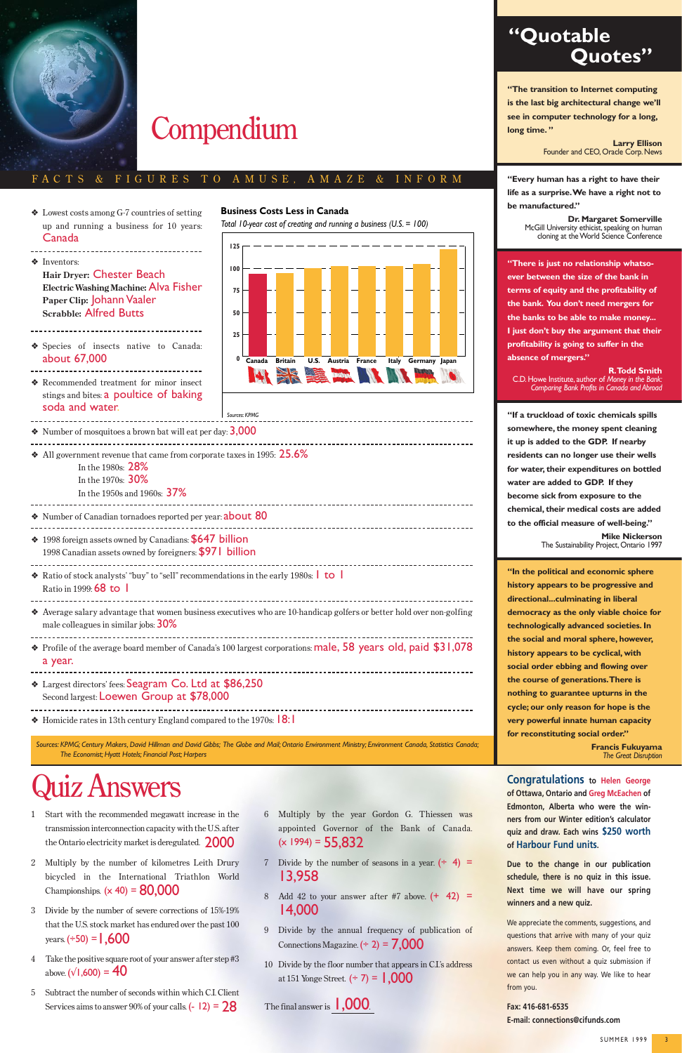# Compendium

## FACTS & FIGURES TO AMUSE, AMAZE & INFORM

- Lowest costs among G-7 countries of setting up and running a business for 10 years: Canada
- Inventors:
  - **Hair Dryer:** Chester Beach
  - **Electric Washing Machine:** Alva Fisher
  - **Paper Clip:** Johann Vaaler
  - **Scrabble:** Alfred Butts
- Species of insects native to Canada: about 67,000
- Recommended treatment for minor insect stings and bites: a poultice of baking soda and water.

**Business Costs Less in Canada**

*Total 10-year cost of creating and running a business (U.S. = 100)*

| Canada | Britain | U.S. | Austria | France | Italy | Germany | Japan |
|---|---|---|---|---|---|---|---|
| ~92 | ~95 | 100 | ~101 | ~101 | ~101 | ~103 | ~112 |

*Sources: KPMG*

- Number of mosquitoes a brown bat will eat per day: 3,000
- All government revenue that came from corporate taxes in 1995: 25.6%
  - In the 1980s: 28%
  - In the 1970s: 30%
  - In the 1950s and 1960s: 37%
- Number of Canadian tornadoes reported per year: about 80
- 1998 foreign assets owned by Canadians: $647 billion
  1998 Canadian assets owned by foreigners: $971 billion
- Ratio of stock analysts' "buy" to "sell" recommendations in the early 1980s: 1 to 1
  Ratio in 1999: 68 to 1
- Average salary advantage that women business executives who are 10-handicap golfers or better hold over non-golfing male colleagues in similar jobs: 30%
- Profile of the average board member of Canada's 100 largest corporations: male, 58 years old, paid $31,078 a year.
- Largest directors' fees: Seagram Co. Ltd at $86,250
  Second largest: Loewen Group at $78,000
- Homicide rates in 13th century England compared to the 1970s: 18:1

*Sources: KPMG; Century Makers, David Hillman and David Gibbs; The Globe and Mail; Ontario Environment Ministry; Environment Canada, Statistics Canada; The Economist; Hyatt Hotels; Financial Post; Harpers*

# Quiz Answers

1. Start with the recommended megawatt increase in the transmission interconnection capacity with the U.S. after the Ontario electricity market is deregulated. 2000
2. Multiply by the number of kilometres Leith Drury bicycled in the International Triathlon World Championships. (x 40) = 80,000
3. Divide by the number of severe corrections of 15%-19% that the U.S. stock market has endured over the past 100 years. (÷50) = 1,600
4. Take the positive square root of your answer after step #3 above. ($\sqrt{1,600}$) = 40
5. Subtract the number of seconds within which C.I. Client Services aims to answer 90% of your calls. (- 12) = 28
6. Multiply by the year Gordon G. Thiessen was appointed Governor of the Bank of Canada. (x 1994) = 55,832
7. Divide by the number of seasons in a year. (÷ 4) = 13,958
8. Add 42 to your answer after #7 above. (+ 42) = 14,000
9. Divide by the annual frequency of publication of Connections Magazine. (÷ 2) = 7,000
10. Divide by the floor number that appears in C.I.'s address at 151 Yonge Street. (÷ 7) = 1,000

The final answer is 1,000.

## "Quotable Quotes"

**"The transition to Internet computing is the last big architectural change we'll see in computer technology for a long, long time."**

**Larry Ellison**
Founder and CEO, Oracle Corp. News

**"Every human has a right to have their life as a surprise. We have a right not to be manufactured."**

**Dr. Margaret Somerville**
McGill University ethicist, speaking on human cloning at the World Science Conference

**"There is just no relationship whatsoever between the size of the bank in terms of equity and the profitability of the bank. You don't need mergers for the banks to be able to make money... I just don't buy the argument that their profitability is going to suffer in the absence of mergers."**

**R. Todd Smith**
C.D. Howe Institute, author of *Money in the Bank: Comparing Bank Profits in Canada and Abroad*

**"If a truckload of toxic chemicals spills somewhere, the money spent cleaning it up is added to the GDP. If nearby residents can no longer use their wells for water, their expenditures on bottled water are added to GDP. If they become sick from exposure to the chemical, their medical costs are added to the official measure of well-being."**

**Mike Nickerson**
The Sustainability Project, Ontario 1997

**"In the political and economic sphere history appears to be progressive and directional...culminating in liberal democracy as the only viable choice for technologically advanced societies. In the social and moral sphere, however, history appears to be cyclical, with social order ebbing and flowing over the course of generations. There is nothing to guarantee upturns in the cycle; our only reason for hope is the very powerful innate human capacity for reconstituting social order."**

**Francis Fukuyama**
*The Great Disruption*

**Congratulations** to Helen George of Ottawa, Ontario and Greg McEachen of Edmonton, Alberta who were the winners from our Winter edition's calculator quiz and draw. Each wins $250 worth of Harbour Fund units.

**Due to the change in our publication schedule, there is no quiz in this issue. Next time we will have our spring winners and a new quiz.**

We appreciate the comments, suggestions, and questions that arrive with many of your quiz answers. Keep them coming. Or, feel free to contact us even without a quiz submission if we can help you in any way. We like to hear from you.

**Fax: 416-681-6535**
**E-mail: connections@cifunds.com**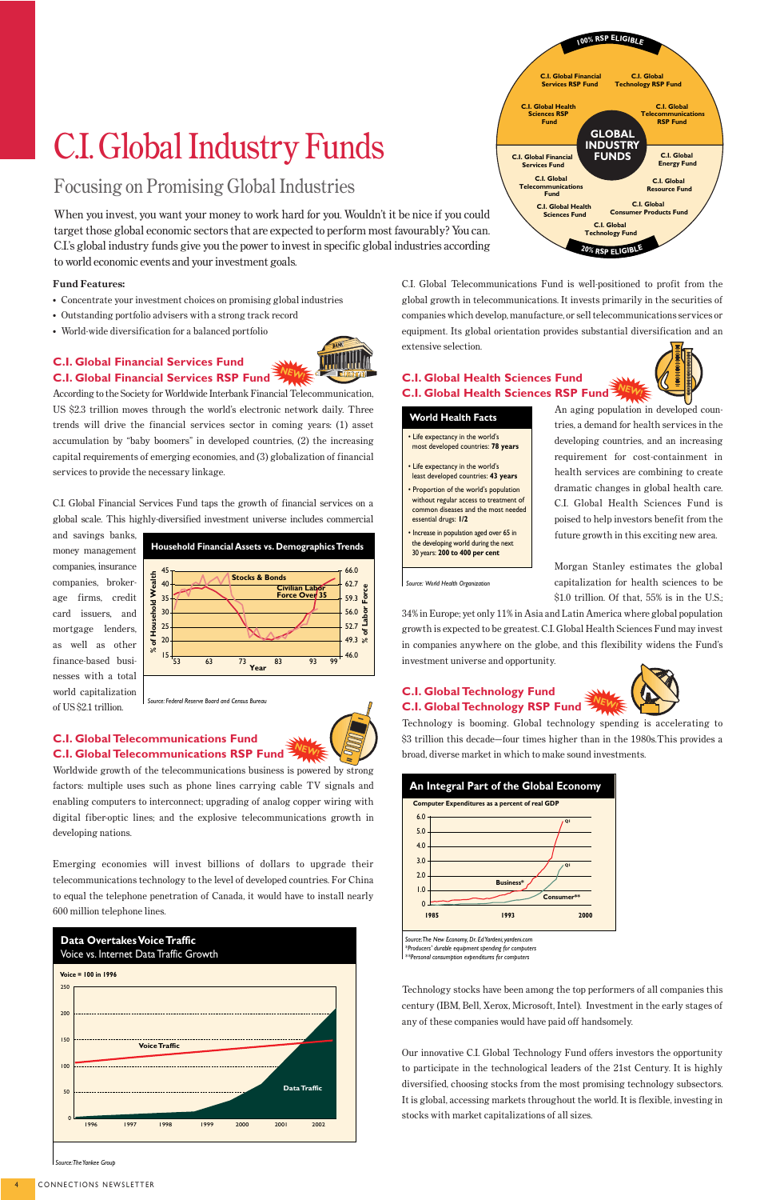# C.I. Global Industry Funds

## Focusing on Promising Global Industries

When you invest, you want your money to work hard for you. Wouldn't it be nice if you could target those global economic sectors that are expected to perform most favourably? You can. C.I.'s global industry funds give you the power to invest in specific global industries according to world economic events and your investment goals.

**GLOBAL INDUSTRY FUNDS**

100% RSP ELIGIBLE:
- C.I. Global Financial Services RSP Fund
- C.I. Global Technology RSP Fund
- C.I. Global Health Sciences RSP Fund
- C.I. Global Telecommunications RSP Fund

20% RSP ELIGIBLE:
- C.I. Global Financial Services Fund
- C.I. Global Energy Fund
- C.I. Global Telecommunications Fund
- C.I. Global Resource Fund
- C.I. Global Health Sciences Fund
- C.I. Global Consumer Products Fund
- C.I. Global Technology Fund

**Fund Features:**

- Concentrate your investment choices on promising global industries
- Outstanding portfolio advisers with a strong track record
- World-wide diversification for a balanced portfolio

### C.I. Global Financial Services Fund
### C.I. Global Financial Services RSP Fund

NEW

According to the Society for Worldwide Interbank Financial Telecommunication, US $2.3 trillion moves through the world's electronic network daily. Three trends will drive the financial services sector in coming years: (1) asset accumulation by "baby boomers" in developed countries, (2) the increasing capital requirements of emerging economies, and (3) globalization of financial services to provide the necessary linkage.

C.I. Global Financial Services Fund taps the growth of financial services on a global scale. This highly-diversified investment universe includes commercial and savings banks, money management companies, insurance companies, brokerage firms, credit card issuers, and mortgage lenders, as well as other finance-based businesses with a total world capitalization of US $2.1 trillion.

**Household Financial Assets vs. Demographics Trends**

(Chart: % of Household Wealth (Stocks & Bonds) and % of Labor Force (Civilian Labor Force Over 35) by Year, 53–99)

*Source: Federal Reserve Board and Census Bureau*

### C.I. Global Telecommunications Fund
### C.I. Global Telecommunications RSP Fund

NEW

Worldwide growth of the telecommunications business is powered by strong factors: multiple uses such as phone lines carrying cable TV signals and enabling computers to interconnect; upgrading of analog copper wiring with digital fiber-optic lines; and the explosive telecommunications growth in developing nations.

Emerging economies will invest billions of dollars to upgrade their telecommunications technology to the level of developed countries. For China to equal the telephone penetration of Canada, it would have to install nearly 600 million telephone lines.

**Data Overtakes Voice Traffic**
Voice vs. Internet Data Traffic Growth

(Chart: Voice = 100 in 1996; Voice Traffic and Data Traffic, 1996–2002)

*Source: The Yankee Group*

C.I. Global Telecommunications Fund is well-positioned to profit from the global growth in telecommunications. It invests primarily in the securities of companies which develop, manufacture, or sell telecommunications services or equipment. Its global orientation provides substantial diversification and an extensive selection.

### C.I. Global Health Sciences Fund
### C.I. Global Health Sciences RSP Fund

NEW

**World Health Facts**

- Life expectancy in the world's most developed countries: **78 years**
- Life expectancy in the world's least developed countries: **43 years**
- Proportion of the world's population without regular access to treatment of common diseases and the most needed essential drugs: **1/2**
- Increase in population aged over 65 in the developing world during the next 30 years: **200 to 400 per cent**

*Source: World Health Organization*

An aging population in developed countries, a demand for health services in the developing countries, and an increasing requirement for cost-containment in health services are combining to create dramatic changes in global health care. C.I. Global Health Sciences Fund is poised to help investors benefit from the future growth in this exciting new area.

Morgan Stanley estimates the global capitalization for health sciences to be $1.0 trillion. Of that, 55% is in the U.S.; 34% in Europe; yet only 11% in Asia and Latin America where global population growth is expected to be greatest. C.I. Global Health Sciences Fund may invest in companies anywhere on the globe, and this flexibility widens the Fund's investment universe and opportunity.

### C.I. Global Technology Fund
### C.I. Global Technology RSP Fund

NEW

Technology is booming. Global technology spending is accelerating to $3 trillion this decade—four times higher than in the 1980s. This provides a broad, diverse market in which to make sound investments.

**An Integral Part of the Global Economy**

(Chart: Computer Expenditures as a percent of real GDP, Business* and Consumer**, 1985–2000)

*Source: The New Economy, Dr. Ed Yardeni; yardeni.com*
*\*Producers' durable equipment spending for computers*
*\*\*Personal consumption expenditures for computers*

Technology stocks have been among the top performers of all companies this century (IBM, Bell, Xerox, Microsoft, Intel). Investment in the early stages of any of these companies would have paid off handsomely.

Our innovative C.I. Global Technology Fund offers investors the opportunity to participate in the technological leaders of the 21st Century. It is highly diversified, choosing stocks from the most promising technology subsectors. It is global, accessing markets throughout the world. It is flexible, investing in stocks with market capitalizations of all sizes.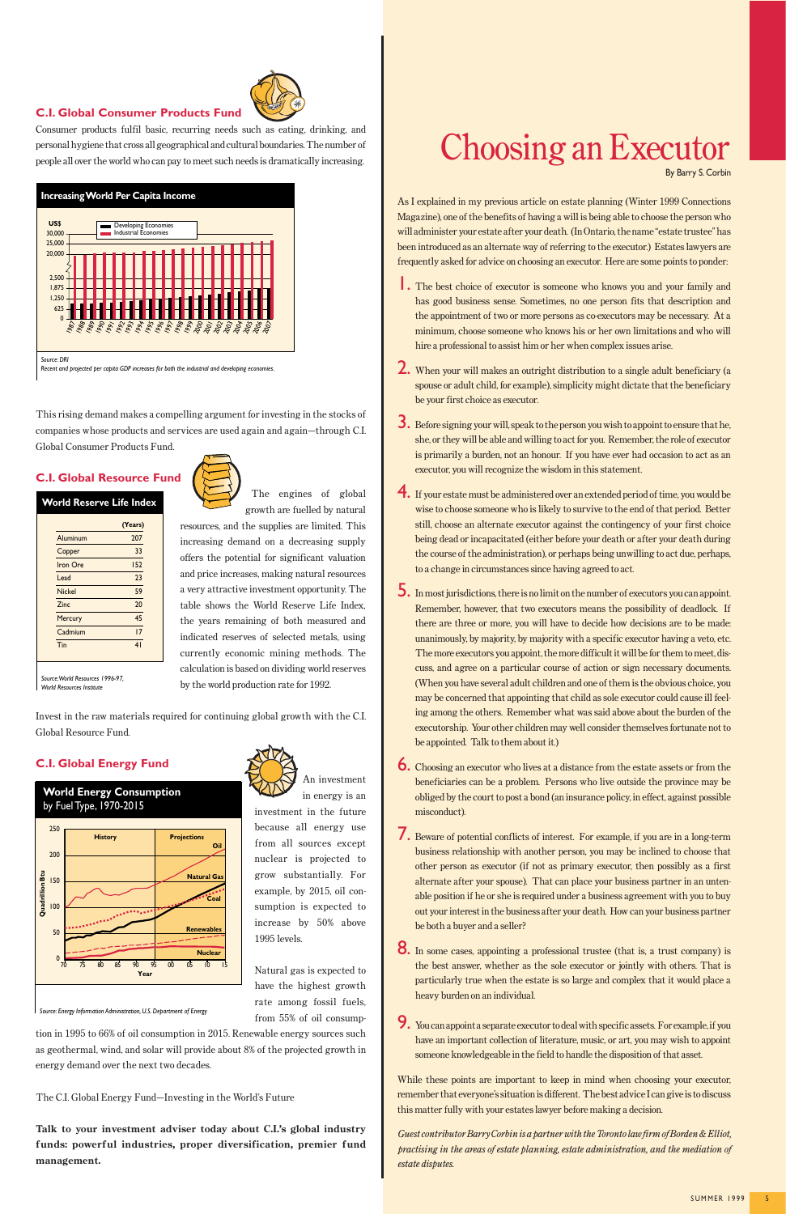### C.I. Global Consumer Products Fund

Consumer products fulfil basic, recurring needs such as eating, drinking, and personal hygiene that cross all geographical and cultural boundaries. The number of people all over the world who can pay to meet such needs is dramatically increasing.

**Increasing World Per Capita Income**

*Source: DRI*
*Recent and projected per capita GDP increases for both the industrial and developing economies.*

This rising demand makes a compelling argument for investing in the stocks of companies whose products and services are used again and again—through C.I. Global Consumer Products Fund.

### C.I. Global Resource Fund

**World Reserve Life Index**

| | (Years) |
|---|---|
| Aluminum | 207 |
| Copper | 33 |
| Iron Ore | 152 |
| Lead | 23 |
| Nickel | 59 |
| Zinc | 20 |
| Mercury | 45 |
| Cadmium | 17 |
| Tin | 41 |

*Source: World Resources 1996-97, World Resources Institute*

The engines of global growth are fuelled by natural resources, and the supplies are limited. This increasing demand on a decreasing supply offers the potential for significant valuation and price increases, making natural resources a very attractive investment opportunity. The table shows the World Reserve Life Index, the years remaining of both measured and indicated reserves of selected metals, using currently economic mining methods. The calculation is based on dividing world reserves by the world production rate for 1992.

Invest in the raw materials required for continuing global growth with the C.I. Global Resource Fund.

### C.I. Global Energy Fund

**World Energy Consumption by Fuel Type, 1970-2015**

*Source: Energy Information Administration, U.S. Department of Energy*

An investment in energy is an investment in the future because all energy use from all sources except nuclear is projected to grow substantially. For example, by 2015, oil consumption is expected to increase by 50% above 1995 levels.

Natural gas is expected to have the highest growth rate among fossil fuels, from 55% of oil consumption in 1995 to 66% of oil consumption in 2015. Renewable energy sources such as geothermal, wind, and solar will provide about 8% of the projected growth in energy demand over the next two decades.

The C.I. Global Energy Fund—Investing in the World's Future

**Talk to your investment adviser today about C.I.'s global industry funds: powerful industries, proper diversification, premier fund management.**

# Choosing an Executor

By Barry S. Corbin

As I explained in my previous article on estate planning (Winter 1999 Connections Magazine), one of the benefits of having a will is being able to choose the person who will administer your estate after your death. (In Ontario, the name "estate trustee" has been introduced as an alternate way of referring to the executor.) Estates lawyers are frequently asked for advice on choosing an executor. Here are some points to ponder:

1. The best choice of executor is someone who knows you and your family and has good business sense. Sometimes, no one person fits that description and the appointment of two or more persons as co-executors may be necessary. At a minimum, choose someone who knows his or her own limitations and who will hire a professional to assist him or her when complex issues arise.

2. When your will makes an outright distribution to a single adult beneficiary (a spouse or adult child, for example), simplicity might dictate that the beneficiary be your first choice as executor.

3. Before signing your will, speak to the person you wish to appoint to ensure that he, she, or they will be able and willing to act for you. Remember, the role of executor is primarily a burden, not an honour. If you have ever had occasion to act as an executor, you will recognize the wisdom in this statement.

4. If your estate must be administered over an extended period of time, you would be wise to choose someone who is likely to survive to the end of that period. Better still, choose an alternate executor against the contingency of your first choice being dead or incapacitated (either before your death or after your death during the course of the administration), or perhaps being unwilling to act due, perhaps, to a change in circumstances since having agreed to act.

5. In most jurisdictions, there is no limit on the number of executors you can appoint. Remember, however, that two executors means the possibility of deadlock. If there are three or more, you will have to decide how decisions are to be made: unanimously, by majority, by majority with a specific executor having a veto, etc. The more executors you appoint, the more difficult it will be for them to meet, discuss, and agree on a particular course of action or sign necessary documents. (When you have several adult children and one of them is the obvious choice, you may be concerned that appointing that child as sole executor could cause ill feeling among the others. Remember what was said above about the burden of the executorship. Your other children may well consider themselves fortunate not to be appointed. Talk to them about it.)

6. Choosing an executor who lives at a distance from the estate assets or from the beneficiaries can be a problem. Persons who live outside the province may be obliged by the court to post a bond (an insurance policy, in effect, against possible misconduct).

7. Beware of potential conflicts of interest. For example, if you are in a long-term business relationship with another person, you may be inclined to choose that other person as executor (if not as primary executor, then possibly as a first alternate after your spouse). That can place your business partner in an untenable position if he or she is required under a business agreement with you to buy out your interest in the business after your death. How can your business partner be both a buyer and a seller?

8. In some cases, appointing a professional trustee (that is, a trust company) is the best answer, whether as the sole executor or jointly with others. That is particularly true when the estate is so large and complex that it would place a heavy burden on an individual.

9. You can appoint a separate executor to deal with specific assets. For example, if you have an important collection of literature, music, or art, you may wish to appoint someone knowledgeable in the field to handle the disposition of that asset.

While these points are important to keep in mind when choosing your executor, remember that everyone's situation is different. The best advice I can give is to discuss this matter fully with your estates lawyer before making a decision.

*Guest contributor Barry Corbin is a partner with the Toronto law firm of Borden & Elliot, practising in the areas of estate planning, estate administration, and the mediation of estate disputes.*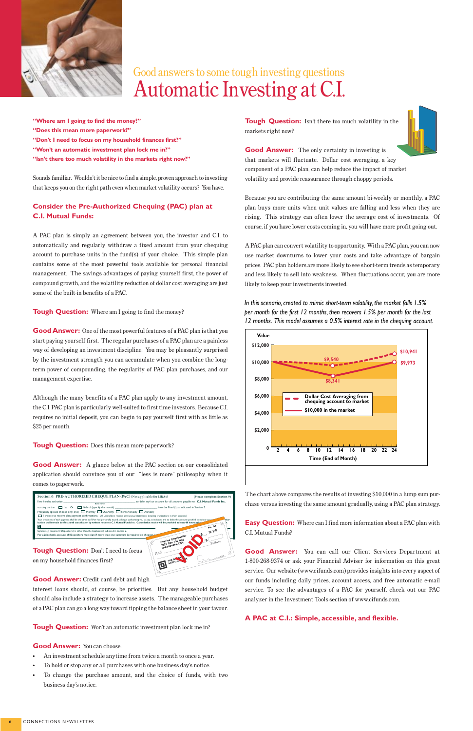## Good answers to some tough investing questions

# Automatic Investing at C.I.

**"Where am I going to find the money?"**
**"Does this mean more paperwork?"**
**"Don't I need to focus on my household finances first?"**
**"Won't an automatic investment plan lock me in?"**
**"Isn't there too much volatility in the markets right now?"**

Sounds familiar. Wouldn't it be nice to find a simple, proven approach to investing that keeps you on the right path even when market volatility occurs? You have.

### Consider the Pre-Authorized Chequing (PAC) plan at C.I. Mutual Funds:

A PAC plan is simply an agreement between you, the investor, and C.I. to automatically and regularly withdraw a fixed amount from your chequing account to purchase units in the fund(s) of your choice. This simple plan contains some of the most powerful tools available for personal financial management. The savings advantages of paying yourself first, the power of compound growth, and the volatility reduction of dollar cost averaging are just some of the built-in benefits of a PAC.

**Tough Question:** Where am I going to find the money?

**Good Answer:** One of the most powerful features of a PAC plan is that you start paying yourself first. The regular purchases of a PAC plan are a painless way of developing an investment discipline. You may be pleasantly surprised by the investment strength you can accumulate when you combine the long-term power of compounding, the regularity of PAC plan purchases, and our management expertise.

Although the many benefits of a PAC plan apply to any investment amount, the C.I. PAC plan is particularly well-suited to first time investors. Because C.I. requires no initial deposit, you can begin to pay yourself first with as little as $25 per month.

**Tough Question:** Does this mean more paperwork?

**Good Answer:** A glance below at the PAC section on our consolidated application should convince you of our "less is more" philosophy when it comes to paperwork.

**Tough Question:** Don't I need to focus on my household finances first?

**Good Answer:** Credit card debt and high interest loans should, of course, be priorities. But any household budget should also include a strategy to increase assets. The manageable purchases of a PAC plan can go a long way toward tipping the balance sheet in your favour.

**Tough Question:** Won't an automatic investment plan lock me in?

**Good Answer:** You can choose:

- An investment schedule anytime from twice a month to once a year.
- To hold or stop any or all purchases with one business day's notice.
- To change the purchase amount, and the choice of funds, with two business day's notice.

**Tough Question:** Isn't there too much volatility in the markets right now?

**Good Answer:** The only certainty in investing is that markets will fluctuate. Dollar cost averaging, a key component of a PAC plan, can help reduce the impact of market volatility and provide reassurance through choppy periods.

Because you are contributing the same amount bi-weekly or monthly, a PAC plan buys more units when unit values are falling and less when they are rising. This strategy can often lower the average cost of investments. Of course, if you have lower costs coming in, you will have more profit going out.

A PAC plan can convert volatility to opportunity. With a PAC plan, you can now use market downturns to lower your costs and take advantage of bargain prices. PAC plan holders are more likely to see short-term trends as temporary and less likely to sell into weakness. When fluctuations occur, you are more likely to keep your investments invested.

*In this scenario, created to mimic short-term volatility, the market falls 1.5% per month for the first 12 months, then recovers 1.5% per month for the last 12 months. This model assumes a 0.5% interest rate in the chequing account.*

The chart above compares the results of investing $10,000 in a lump sum purchase versus investing the same amount gradually, using a PAC plan strategy.

**Easy Question:** Where can I find more information about a PAC plan with C.I. Mutual Funds?

**Good Answer:** You can call our Client Services Department at 1-800-268-9374 or ask your Financial Adviser for information on this great service. Our website (www.cifunds.com) provides insights into every aspect of our funds including daily prices, account access, and free automatic e-mail service. To see the advantages of a PAC for yourself, check out our PAC analyzer in the Investment Tools section of www.cifunds.com.

**A PAC at C.I.: Simple, accessible, and flexible.**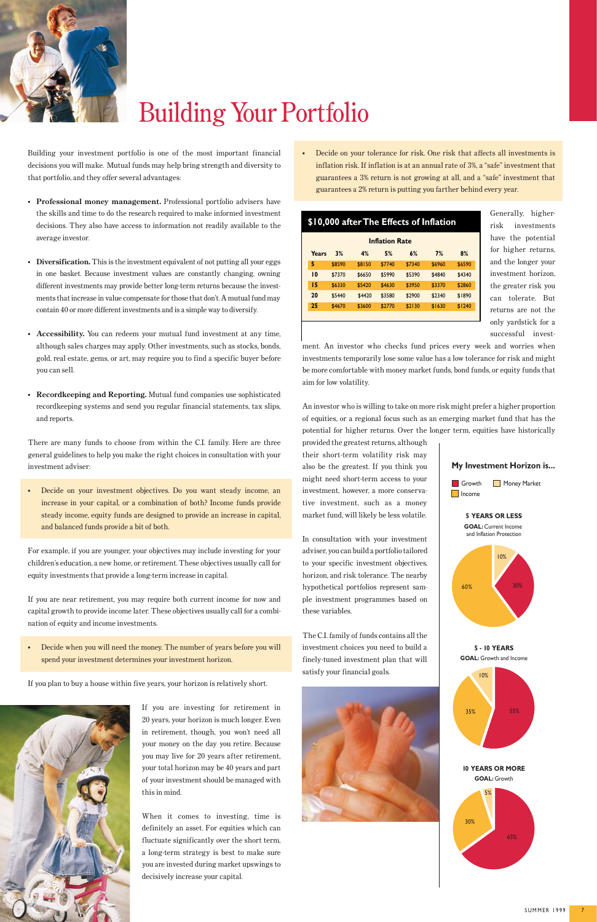# Building Your Portfolio

Building your investment portfolio is one of the most important financial decisions you will make. Mutual funds may help bring strength and diversity to that portfolio, and they offer several advantages:

- **Professional money management.** Professional portfolio advisers have the skills and time to do the research required to make informed investment decisions. They also have access to information not readily available to the average investor.

- **Diversification.** This is the investment equivalent of not putting all your eggs in one basket. Because investment values are constantly changing, owning different investments may provide better long-term returns because the investments that increase in value compensate for those that don't. A mutual fund may contain 40 or more different investments and is a simple way to diversify.

- **Accessibility.** You can redeem your mutual fund investment at any time, although sales charges may apply. Other investments, such as stocks, bonds, gold, real estate, gems, or art, may require you to find a specific buyer before you can sell.

- **Recordkeeping and Reporting.** Mutual fund companies use sophisticated recordkeeping systems and send you regular financial statements, tax slips, and reports.

There are many funds to choose from within the C.I. family. Here are three general guidelines to help you make the right choices in consultation with your investment adviser:

- Decide on your investment objectives. Do you want steady income, an increase in your capital, or a combination of both? Income funds provide steady income, equity funds are designed to provide an increase in capital, and balanced funds provide a bit of both.

For example, if you are younger, your objectives may include investing for your children's education, a new home, or retirement. These objectives usually call for equity investments that provide a long-term increase in capital.

If you are near retirement, you may require both current income for now and capital growth to provide income later. These objectives usually call for a combination of equity and income investments.

- Decide when you will need the money. The number of years before you will spend your investment determines your investment horizon.

If you plan to buy a house within five years, your horizon is relatively short.

If you are investing for retirement in 20 years, your horizon is much longer. Even in retirement, though, you won't need all your money on the day you retire. Because you may live for 20 years after retirement, your total horizon may be 40 years and part of your investment should be managed with this in mind.

When it comes to investing, time is definitely an asset. For equities which can fluctuate significantly over the short term, a long-term strategy is best to make sure you are invested during market upswings to decisively increase your capital.

- Decide on your tolerance for risk. One risk that affects all investments is inflation risk. If inflation is at an annual rate of 3%, a "safe" investment that guarantees a 3% return is not growing at all, and a "safe" investment that guarantees a 2% return is putting you farther behind every year.

**$10,000 after The Effects of Inflation**

| Years | Inflation Rate 3% | 4% | 5% | 6% | 7% | 8% |
|---|---|---|---|---|---|---|
| 5 | $8590 | $8150 | $7740 | $7340 | $6960 | $6590 |
| 10 | $7370 | $6650 | $5990 | $5390 | $4840 | $4340 |
| 15 | $6330 | $5420 | $4630 | $3950 | $3370 | $2860 |
| 20 | $5440 | $4420 | $3580 | $2900 | $2340 | $1890 |
| 25 | $4670 | $3600 | $2770 | $2130 | $1630 | $1240 |

Generally, higher-risk investments have the potential for higher returns, and the longer your investment horizon, the greater risk you can tolerate. But returns are not the only yardstick for a successful investment. An investor who checks fund prices every week and worries when investments temporarily lose some value has a low tolerance for risk and might be more comfortable with money market funds, bond funds, or equity funds that aim for low volatility.

An investor who is willing to take on more risk might prefer a higher proportion of equities, or a regional focus such as an emerging market fund that has the potential for higher returns. Over the longer term, equities have historically provided the greatest returns, although their short-term volatility risk may also be the greatest. If you think you might need short-term access to your investment, however, a more conservative investment, such as a money market fund, will likely be less volatile.

In consultation with your investment adviser, you can build a portfolio tailored to your specific investment objectives, horizon, and risk tolerance. The nearby hypothetical portfolios represent sample investment programmes based on these variables.

The C.I. family of funds contains all the investment choices you need to build a finely-tuned investment plan that will satisfy your financial goals.

**My Investment Horizon is...**

Growth | Money Market | Income

**5 YEARS OR LESS**
**GOAL:** Current Income and Inflation Protection

Growth 30%, Money Market 10%, Income 60%

**5 - 10 YEARS**
**GOAL:** Growth and Income

Growth 55%, Money Market 10%, Income 35%

**10 YEARS OR MORE**
**GOAL:** Growth

Growth 65%, Money Market 5%, Income 30%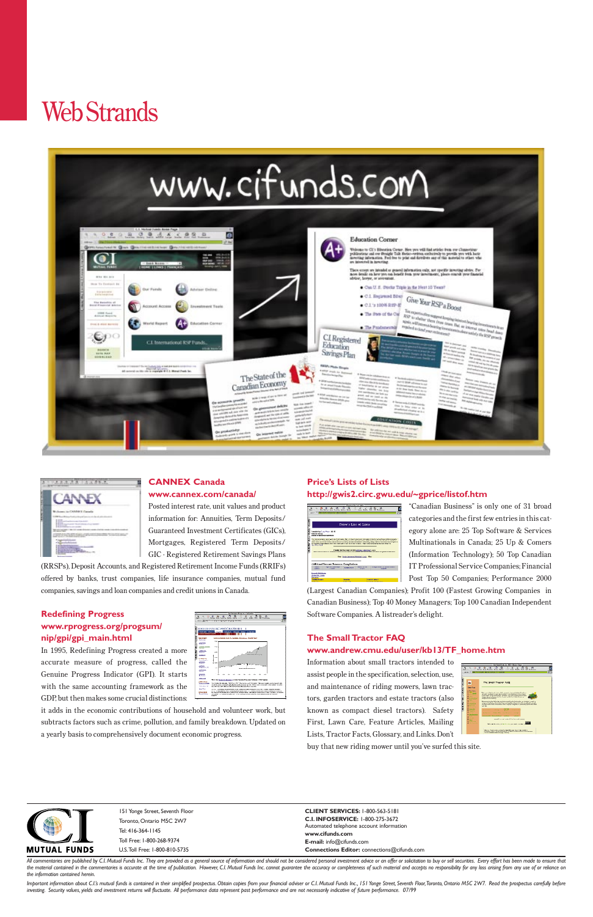# Web Strands

### CANNEX Canada

**www.cannex.com/canada/**

Posted interest rate, unit values and product information for: Annuities, Term Deposits/Guaranteed Investment Certificates (GICs), Mortgages, Registered Term Deposits/GIC - Registered Retirement Savings Plans (RRSPs), Deposit Accounts, and Registered Retirement Income Funds (RRIFs) offered by banks, trust companies, life insurance companies, mutual fund companies, savings and loan companies and credit unions in Canada.

### Redefining Progress

**www.rprogress.org/progsum/nip/gpi/gpi_main.html**

In 1995, Redefining Progress created a more accurate measure of progress, called the Genuine Progress Indicator (GPI). It starts with the same accounting framework as the GDP, but then makes some crucial distinctions: it adds in the economic contributions of household and volunteer work, but subtracts factors such as crime, pollution, and family breakdown. Updated on a yearly basis to comprehensively document economic progress.

### Price's Lists of Lists

**http://gwis2.circ.gwu.edu/~gprice/listof.htm**

"Canadian Business" is only one of 31 broad categories and the first few entries in this category alone are: 25 Top Software & Services Multinationals in Canada; 25 Up & Comers (Information Technology); 50 Top Canadian IT Professional Service Companies; Financial Post Top 50 Companies; Performance 2000 (Largest Canadian Companies); Profit 100 (Fastest Growing Companies in Canadian Business); Top 40 Money Managers; Top 100 Canadian Independent Software Companies. A listreader's delight.

### The Small Tractor FAQ

**www.andrew.cmu.edu/user/kb13/TF_home.htm**

Information about small tractors intended to assist people in the specification, selection, use, and maintenance of riding mowers, lawn tractors, garden tractors and estate tractors (also known as compact diesel tractors). Safety First, Lawn Care, Feature Articles, Mailing Lists, Tractor Facts, Glossary, and Links. Don't buy that new riding mower until you've surfed this site.

---

CI MUTUAL FUNDS

151 Yonge Street, Seventh Floor
Toronto, Ontario M5C 2W7
Tel: 416-364-1145
Toll Free: 1-800-268-9374
U.S. Toll Free: 1-800-810-5735

**CLIENT SERVICES:** 1-800-563-5181
**C.I. INFOSERVICE:** 1-800-275-3672
Automated telephone account information
**www.cifunds.com**
**E-mail:** info@cifunds.com
**Connections Editor:** connections@cifunds.com

*All commentaries are published by C.I. Mutual Funds Inc. They are provided as a general source of information and should not be considered personal investment advice or an offer or solicitation to buy or sell securities. Every effort has been made to ensure that the material contained in the commentaries is accurate at the time of publication. However, C.I. Mutual Funds Inc. cannot guarantee the accuracy or completeness of such material and accepts no responsibility for any loss arising from any use of or reliance on the information contained herein.*

*Important information about C.I.'s mutual funds is contained in their simplified prospectus. Obtain copies from your financial adviser or C.I. Mutual Funds Inc., 151 Yonge Street, Seventh Floor, Toronto, Ontario M5C 2W7. Read the prospectus carefully before investing. Security values, yields and investment returns will fluctuate. All performance data represent past performance and are not necessarily indicative of future performance. 07/99*